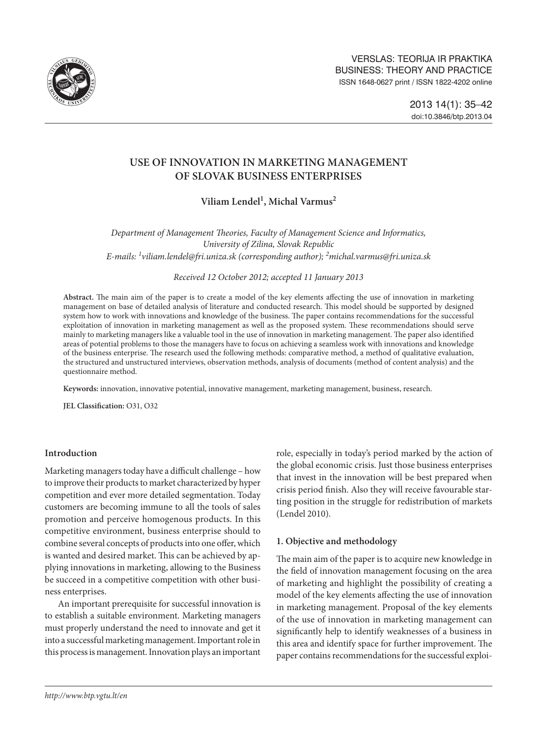# USE OF INNOVATION IN MARKETING MANAGEMENT OF SLOVAK BUSINESS ENTERPRISES

**Viliam Lendel[1], Michal Varmus[2]**

*Department of Management Theories, Faculty of Management Science and Informatics, University of Zilina, Slovak Republic*
*E-mails: [1]viliam.lendel@fri.uniza.sk (corresponding author); [2]michal.varmus@fri.uniza.sk*

*Received 12 October 2012; accepted 11 January 2013*

**Abstract.** The main aim of the paper is to create a model of the key elements affecting the use of innovation in marketing management on base of detailed analysis of literature and conducted research. This model should be supported by designed system how to work with innovations and knowledge of the business. The paper contains recommendations for the successful exploitation of innovation in marketing management as well as the proposed system. These recommendations should serve mainly to marketing managers like a valuable tool in the use of innovation in marketing management. The paper also identified areas of potential problems to those the managers have to focus on achieving a seamless work with innovations and knowledge of the business enterprise. The research used the following methods: comparative method, a method of qualitative evaluation, the structured and unstructured interviews, observation methods, analysis of documents (method of content analysis) and the questionnaire method.

**Keywords:** innovation, innovative potential, innovative management, marketing management, business, research.

**JEL Classification:** O31, O32

## Introduction

Marketing managers today have a difficult challenge – how to improve their products to market characterized by hyper competition and ever more detailed segmentation. Today customers are becoming immune to all the tools of sales promotion and perceive homogenous products. In this competitive environment, business enterprise should to combine several concepts of products into one offer, which is wanted and desired market. This can be achieved by applying innovations in marketing, allowing to the Business be succeed in a competitive competition with other business enterprises.

An important prerequisite for successful innovation is to establish a suitable environment. Marketing managers must properly understand the need to innovate and get it into a successful marketing management. Important role in this process is management. Innovation plays an important role, especially in today's period marked by the action of the global economic crisis. Just those business enterprises that invest in the innovation will be best prepared when crisis period finish. Also they will receive favourable starting position in the struggle for redistribution of markets (Lendel 2010).

## 1. Objective and methodology

The main aim of the paper is to acquire new knowledge in the field of innovation management focusing on the area of marketing and highlight the possibility of creating a model of the key elements affecting the use of innovation in marketing management. Proposal of the key elements of the use of innovation in marketing management can significantly help to identify weaknesses of a business in this area and identify space for further improvement. The paper contains recommendations for the successful exploi-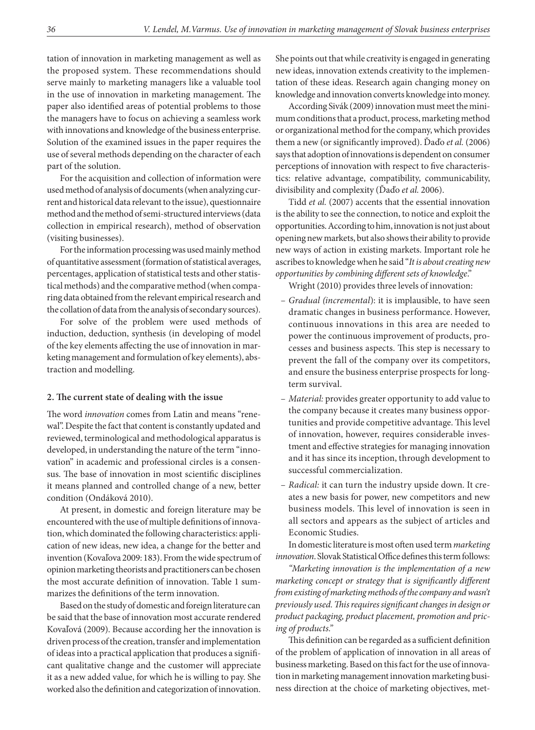tation of innovation in marketing management as well as the proposed system. These recommendations should serve mainly to marketing managers like a valuable tool in the use of innovation in marketing management. The paper also identified areas of potential problems to those the managers have to focus on achieving a seamless work with innovations and knowledge of the business enterprise. Solution of the examined issues in the paper requires the use of several methods depending on the character of each part of the solution.

For the acquisition and collection of information were used method of analysis of documents (when analyzing current and historical data relevant to the issue), questionnaire method and the method of semi-structured interviews (data collection in empirical research), method of observation (visiting businesses).

For the information processing was used mainly method of quantitative assessment (formation of statistical averages, percentages, application of statistical tests and other statistical methods) and the comparative method (when comparing data obtained from the relevant empirical research and the collation of data from the analysis of secondary sources).

For solve of the problem were used methods of induction, deduction, synthesis (in developing of model of the key elements affecting the use of innovation in marketing management and formulation of key elements), abstraction and modelling.

## 2. The current state of dealing with the issue

The word *innovation* comes from Latin and means "renewal". Despite the fact that content is constantly updated and reviewed, terminological and methodological apparatus is developed, in understanding the nature of the term "innovation" in academic and professional circles is a consensus. The base of innovation in most scientific disciplines it means planned and controlled change of a new, better condition (Ondáková 2010).

At present, in domestic and foreign literature may be encountered with the use of multiple definitions of innovation, which dominated the following characteristics: application of new ideas, new idea, a change for the better and invention (Kovaľova 2009: 183). From the wide spectrum of opinion marketing theorists and practitioners can be chosen the most accurate definition of innovation. Table 1 summarizes the definitions of the term innovation.

Based on the study of domestic and foreign literature can be said that the base of innovation most accurate rendered Kovaľová (2009). Because according her the innovation is driven process of the creation, transfer and implementation of ideas into a practical application that produces a significant qualitative change and the customer will appreciate it as a new added value, for which he is willing to pay. She worked also the definition and categorization of innovation. She points out that while creativity is engaged in generating new ideas, innovation extends creativity to the implementation of these ideas. Research again changing money on knowledge and innovation converts knowledge into money.

According Sivák (2009) innovation must meet the minimum conditions that a product, process, marketing method or organizational method for the company, which provides them a new (or significantly improved). Ďaďo *et al.* (2006) says that adoption of innovations is dependent on consumer perceptions of innovation with respect to five characteristics: relative advantage, compatibility, communicability, divisibility and complexity (Ďaďo *et al.* 2006).

Tidd *et al.* (2007) accents that the essential innovation is the ability to see the connection, to notice and exploit the opportunities. According to him, innovation is not just about opening new markets, but also shows their ability to provide new ways of action in existing markets. Important role he ascribes to knowledge when he said "*It is about creating new opportunities by combining different sets of knowledge*."

Wright (2010) provides three levels of innovation:

- *Gradual (incremental*): it is implausible, to have seen dramatic changes in business performance. However, continuous innovations in this area are needed to power the continuous improvement of products, processes and business aspects. This step is necessary to prevent the fall of the company over its competitors, and ensure the business enterprise prospects for long-term survival.
- *Material:* provides greater opportunity to add value to the company because it creates many business opportunities and provide competitive advantage. This level of innovation, however, requires considerable investment and effective strategies for managing innovation and it has since its inception, through development to successful commercialization.
- *Radical:* it can turn the industry upside down. It creates a new basis for power, new competitors and new business models. This level of innovation is seen in all sectors and appears as the subject of articles and Economic Studies.

In domestic literature is most often used term *marketing innovation*. Slovak Statistical Office defines this term follows:

*"Marketing innovation is the implementation of a new marketing concept or strategy that is significantly different from existing of marketing methods of the company and wasn't previously used. This requires significant changes in design or product packaging, product placement, promotion and pricing of products."*

This definition can be regarded as a sufficient definition of the problem of application of innovation in all areas of business marketing. Based on this fact for the use of innovation in marketing management innovation marketing business direction at the choice of marketing objectives, met-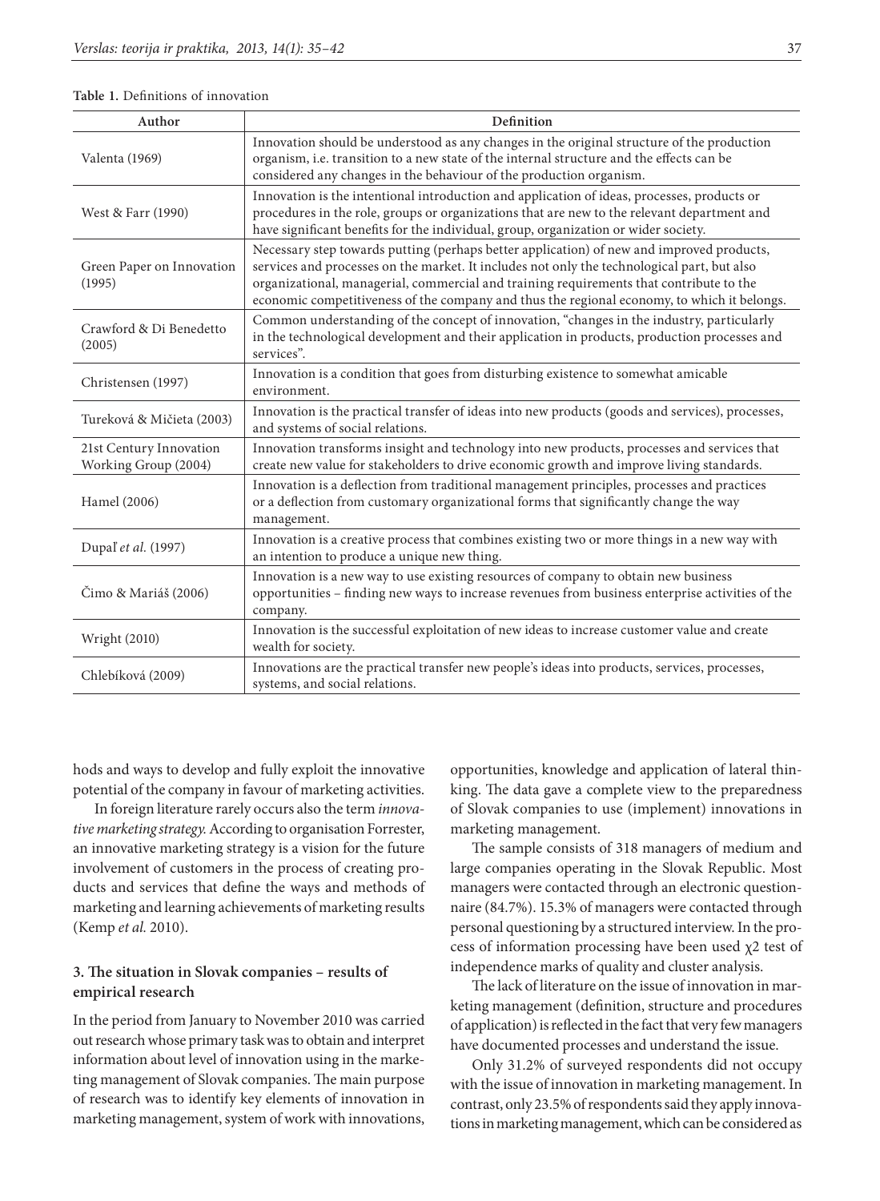**Table 1.** Definitions of innovation

| Author | Definition |
|---|---|
| Valenta (1969) | Innovation should be understood as any changes in the original structure of the production organism, i.e. transition to a new state of the internal structure and the effects can be considered any changes in the behaviour of the production organism. |
| West & Farr (1990) | Innovation is the intentional introduction and application of ideas, processes, products or procedures in the role, groups or organizations that are new to the relevant department and have significant benefits for the individual, group, organization or wider society. |
| Green Paper on Innovation (1995) | Necessary step towards putting (perhaps better application) of new and improved products, services and processes on the market. It includes not only the technological part, but also organizational, managerial, commercial and training requirements that contribute to the economic competitiveness of the company and thus the regional economy, to which it belongs. |
| Crawford & Di Benedetto (2005) | Common understanding of the concept of innovation, "changes in the industry, particularly in the technological development and their application in products, production processes and services". |
| Christensen (1997) | Innovation is a condition that goes from disturbing existence to somewhat amicable environment. |
| Tureková & Mičieta (2003) | Innovation is the practical transfer of ideas into new products (goods and services), processes, and systems of social relations. |
| 21st Century Innovation Working Group (2004) | Innovation transforms insight and technology into new products, processes and services that create new value for stakeholders to drive economic growth and improve living standards. |
| Hamel (2006) | Innovation is a deflection from traditional management principles, processes and practices or a deflection from customary organizational forms that significantly change the way management. |
| Dupaľ *et al.* (1997) | Innovation is a creative process that combines existing two or more things in a new way with an intention to produce a unique new thing. |
| Čimo & Mariáš (2006) | Innovation is a new way to use existing resources of company to obtain new business opportunities – finding new ways to increase revenues from business enterprise activities of the company. |
| Wright (2010) | Innovation is the successful exploitation of new ideas to increase customer value and create wealth for society. |
| Chlebíková (2009) | Innovations are the practical transfer new people's ideas into products, services, processes, systems, and social relations. |

hods and ways to develop and fully exploit the innovative potential of the company in favour of marketing activities.

In foreign literature rarely occurs also the term *innovative marketing strategy.* According to organisation Forrester, an innovative marketing strategy is a vision for the future involvement of customers in the process of creating products and services that define the ways and methods of marketing and learning achievements of marketing results (Kemp *et al.* 2010).

### 3. The situation in Slovak companies – results of empirical research

In the period from January to November 2010 was carried out research whose primary task was to obtain and interpret information about level of innovation using in the marketing management of Slovak companies. The main purpose of research was to identify key elements of innovation in marketing management, system of work with innovations, opportunities, knowledge and application of lateral thinking. The data gave a complete view to the preparedness of Slovak companies to use (implement) innovations in marketing management.

The sample consists of 318 managers of medium and large companies operating in the Slovak Republic. Most managers were contacted through an electronic questionnaire (84.7%). 15.3% of managers were contacted through personal questioning by a structured interview. In the process of information processing have been used $\chi 2$ test of independence marks of quality and cluster analysis.

The lack of literature on the issue of innovation in marketing management (definition, structure and procedures of application) is reflected in the fact that very few managers have documented processes and understand the issue.

Only 31.2% of surveyed respondents did not occupy with the issue of innovation in marketing management. In contrast, only 23.5% of respondents said they apply innovations in marketing management, which can be considered as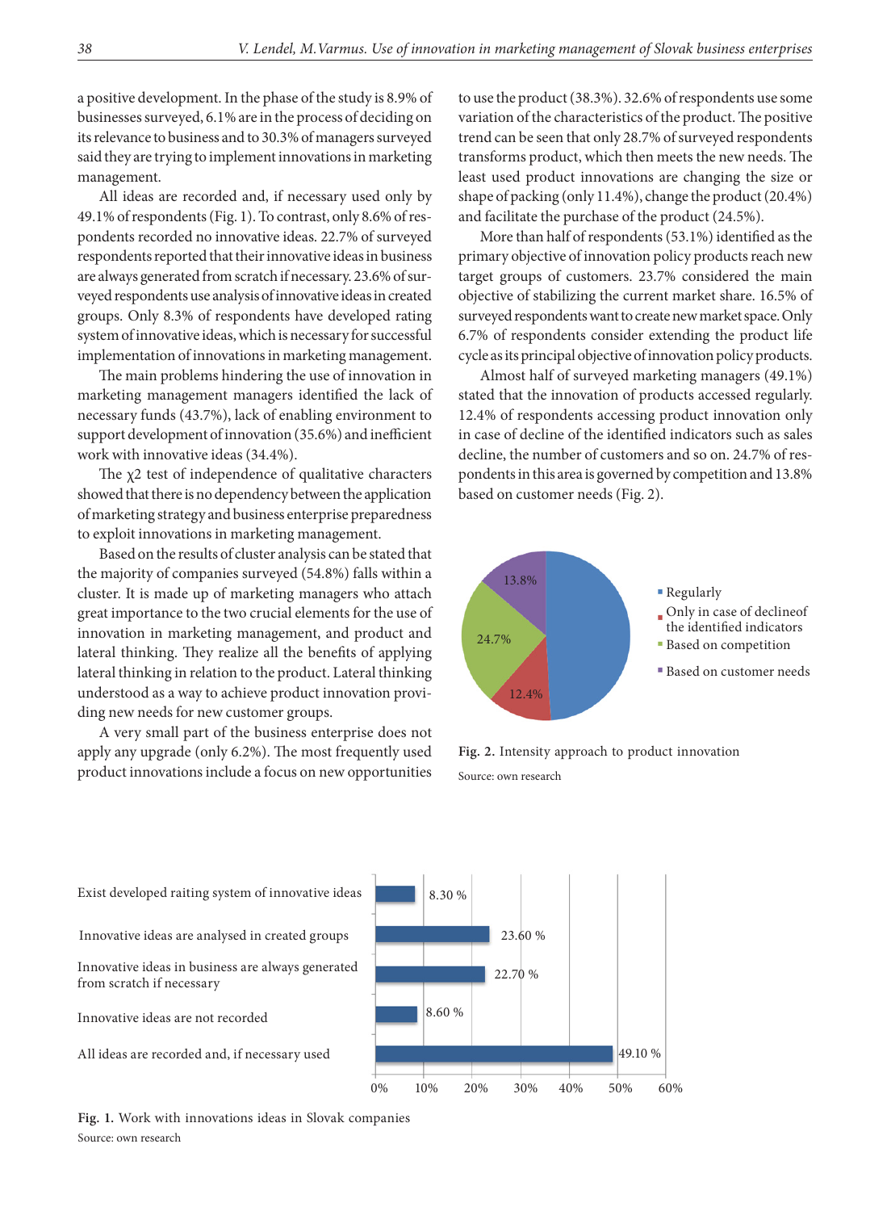a positive development. In the phase of the study is 8.9% of businesses surveyed, 6.1% are in the process of deciding on its relevance to business and to 30.3% of managers surveyed said they are trying to implement innovations in marketing management.

All ideas are recorded and, if necessary used only by 49.1% of respondents (Fig. 1). To contrast, only 8.6% of respondents recorded no innovative ideas. 22.7% of surveyed respondents reported that their innovative ideas in business are always generated from scratch if necessary. 23.6% of surveyed respondents use analysis of innovative ideas in created groups. Only 8.3% of respondents have developed rating system of innovative ideas, which is necessary for successful implementation of innovations in marketing management.

The main problems hindering the use of innovation in marketing management managers identified the lack of necessary funds (43.7%), lack of enabling environment to support development of innovation (35.6%) and inefficient work with innovative ideas (34.4%).

The $\chi 2$ test of independence of qualitative characters showed that there is no dependency between the application of marketing strategy and business enterprise preparedness to exploit innovations in marketing management.

Based on the results of cluster analysis can be stated that the majority of companies surveyed (54.8%) falls within a cluster. It is made up of marketing managers who attach great importance to the two crucial elements for the use of innovation in marketing management, and product and lateral thinking. They realize all the benefits of applying lateral thinking in relation to the product. Lateral thinking understood as a way to achieve product innovation providing new needs for new customer groups.

A very small part of the business enterprise does not apply any upgrade (only 6.2%). The most frequently used product innovations include a focus on new opportunities to use the product (38.3%). 32.6% of respondents use some variation of the characteristics of the product. The positive trend can be seen that only 28.7% of surveyed respondents transforms product, which then meets the new needs. The least used product innovations are changing the size or shape of packing (only 11.4%), change the product (20.4%) and facilitate the purchase of the product (24.5%).

More than half of respondents (53.1%) identified as the primary objective of innovation policy products reach new target groups of customers. 23.7% considered the main objective of stabilizing the current market share. 16.5% of surveyed respondents want to create new market space. Only 6.7% of respondents consider extending the product life cycle as its principal objective of innovation policy products.

Almost half of surveyed marketing managers (49.1%) stated that the innovation of products accessed regularly. 12.4% of respondents accessing product innovation only in case of decline of the identified indicators such as sales decline, the number of customers and so on. 24.7% of respondents in this area is governed by competition and 13.8% based on customer needs (Fig. 2).

| Category | Share |
|---|---|
| Regularly | 49.1% |
| Only in case of declineof the identified indicators | 12.4% |
| Based on competition | 24.7% |
| Based on customer needs | 13.8% |

**Fig. 2.** Intensity approach to product innovation
Source: own research

| Work with innovative ideas | Share |
|---|---|
| Exist developed raiting system of innovative ideas | 8.30 % |
| Innovative ideas are analysed in created groups | 23.60 % |
| Innovative ideas in business are always generated from scratch if necessary | 22.70 % |
| Innovative ideas are not recorded | 8.60 % |
| All ideas are recorded and, if necessary used | 49.10 % |

**Fig. 1.** Work with innovations ideas in Slovak companies
Source: own research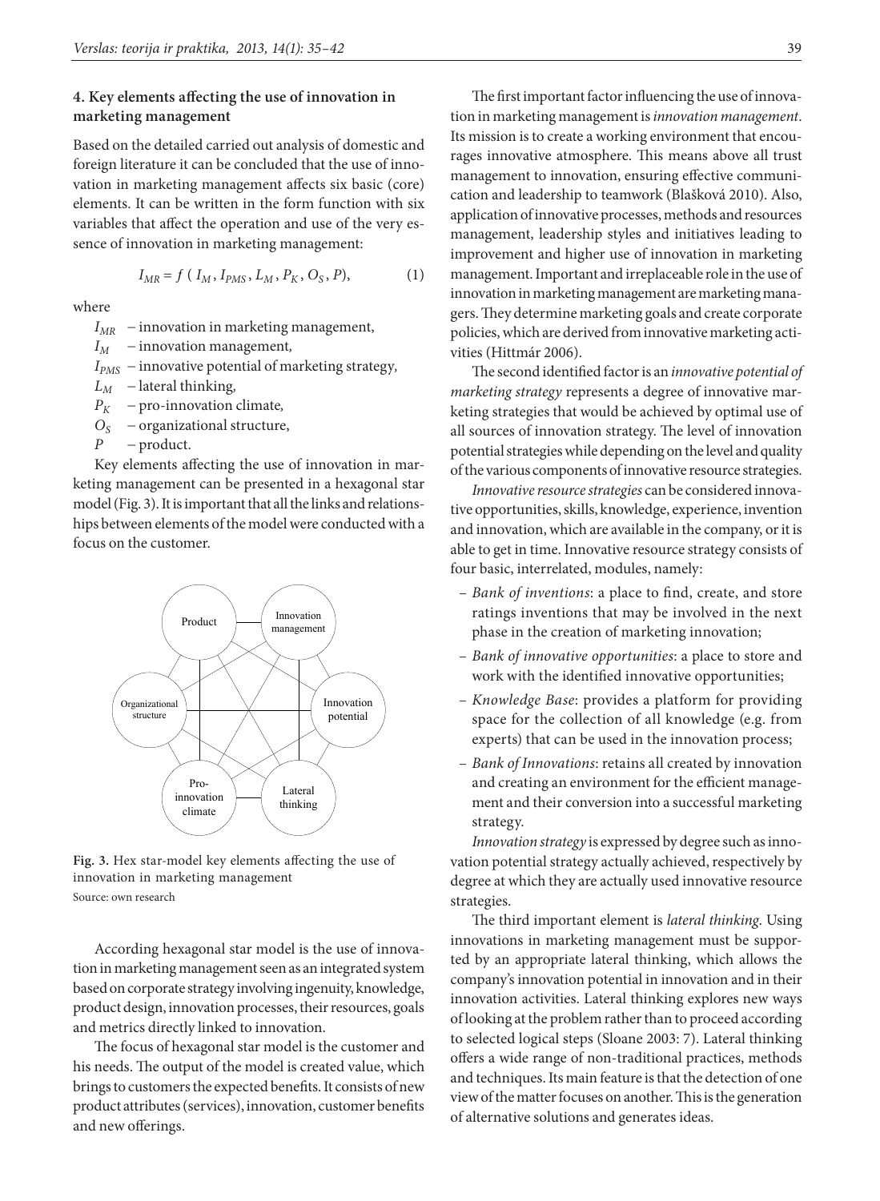## 4. Key elements affecting the use of innovation in marketing management

Based on the detailed carried out analysis of domestic and foreign literature it can be concluded that the use of innovation in marketing management affects six basic (core) elements. It can be written in the form function with six variables that affect the operation and use of the very essence of innovation in marketing management:

$$I_{MR} = f\,(\,I_M\,, I_{PMS}\,, L_M\,, P_K\,, O_S\,, P), \tag{1}$$

where

- $I_{MR}$ – innovation in marketing management,
- $I_M$ – innovation management,
- $I_{PMS}$ – innovative potential of marketing strategy,
- $L_M$ – lateral thinking,
- $P_K$ – pro-innovation climate,
- $O_S$ – organizational structure,
- $P$ – product.

Key elements affecting the use of innovation in marketing management can be presented in a hexagonal star model (Fig. 3). It is important that all the links and relationships between elements of the model were conducted with a focus on the customer.

Fig. 3. Hex star-model key elements affecting the use of innovation in marketing management
Source: own research

According hexagonal star model is the use of innovation in marketing management seen as an integrated system based on corporate strategy involving ingenuity, knowledge, product design, innovation processes, their resources, goals and metrics directly linked to innovation.

The focus of hexagonal star model is the customer and his needs. The output of the model is created value, which brings to customers the expected benefits. It consists of new product attributes (services), innovation, customer benefits and new offerings.

The first important factor influencing the use of innovation in marketing management is *innovation management*. Its mission is to create a working environment that encourages innovative atmosphere. This means above all trust management to innovation, ensuring effective communication and leadership to teamwork (Blašková 2010). Also, application of innovative processes, methods and resources management, leadership styles and initiatives leading to improvement and higher use of innovation in marketing management. Important and irreplaceable role in the use of innovation in marketing management are marketing managers. They determine marketing goals and create corporate policies, which are derived from innovative marketing activities (Hittmár 2006).

The second identified factor is an *innovative potential of marketing strategy* represents a degree of innovative marketing strategies that would be achieved by optimal use of all sources of innovation strategy. The level of innovation potential strategies while depending on the level and quality of the various components of innovative resource strategies.

*Innovative resource strategies* can be considered innovative opportunities, skills, knowledge, experience, invention and innovation, which are available in the company, or it is able to get in time. Innovative resource strategy consists of four basic, interrelated, modules, namely:

- *Bank of inventions*: a place to find, create, and store ratings inventions that may be involved in the next phase in the creation of marketing innovation;
- *Bank of innovative opportunities*: a place to store and work with the identified innovative opportunities;
- *Knowledge Base*: provides a platform for providing space for the collection of all knowledge (e.g. from experts) that can be used in the innovation process;
- *Bank of Innovations*: retains all created by innovation and creating an environment for the efficient management and their conversion into a successful marketing strategy.

*Innovation strategy* is expressed by degree such as innovation potential strategy actually achieved, respectively by degree at which they are actually used innovative resource strategies.

The third important element is *lateral thinking*. Using innovations in marketing management must be supported by an appropriate lateral thinking, which allows the company's innovation potential in innovation and in their innovation activities. Lateral thinking explores new ways of looking at the problem rather than to proceed according to selected logical steps (Sloane 2003: 7). Lateral thinking offers a wide range of non-traditional practices, methods and techniques. Its main feature is that the detection of one view of the matter focuses on another. This is the generation of alternative solutions and generates ideas.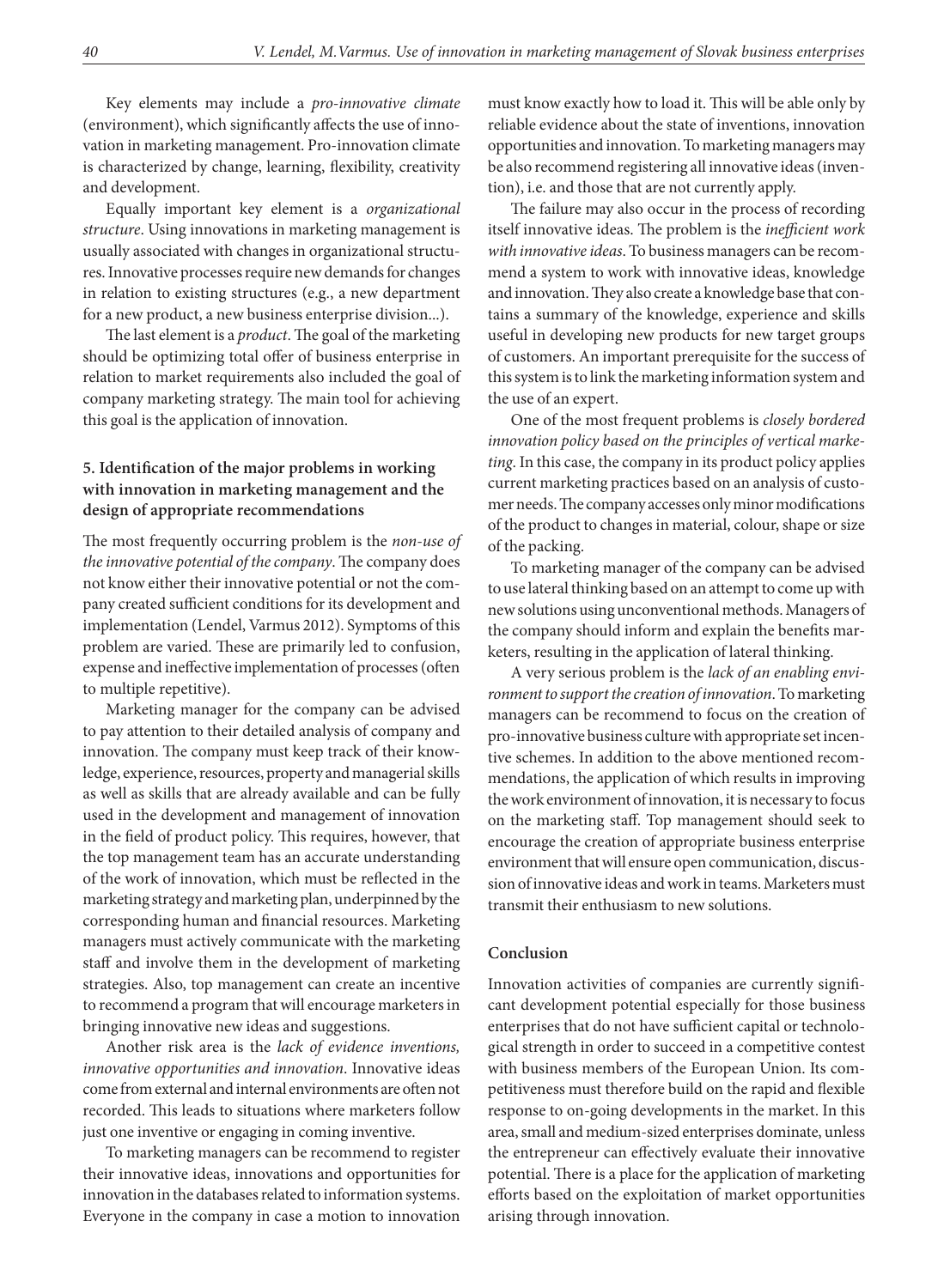Key elements may include a *pro-innovative climate* (environment), which significantly affects the use of innovation in marketing management. Pro-innovation climate is characterized by change, learning, flexibility, creativity and development.

Equally important key element is a *organizational structure*. Using innovations in marketing management is usually associated with changes in organizational structures. Innovative processes require new demands for changes in relation to existing structures (e.g., a new department for a new product, a new business enterprise division...).

The last element is a *product*. The goal of the marketing should be optimizing total offer of business enterprise in relation to market requirements also included the goal of company marketing strategy. The main tool for achieving this goal is the application of innovation.

## 5. Identification of the major problems in working with innovation in marketing management and the design of appropriate recommendations

The most frequently occurring problem is the *non-use of the innovative potential of the company*. The company does not know either their innovative potential or not the company created sufficient conditions for its development and implementation (Lendel, Varmus 2012). Symptoms of this problem are varied. These are primarily led to confusion, expense and ineffective implementation of processes (often to multiple repetitive).

Marketing manager for the company can be advised to pay attention to their detailed analysis of company and innovation. The company must keep track of their knowledge, experience, resources, property and managerial skills as well as skills that are already available and can be fully used in the development and management of innovation in the field of product policy. This requires, however, that the top management team has an accurate understanding of the work of innovation, which must be reflected in the marketing strategy and marketing plan, underpinned by the corresponding human and financial resources. Marketing managers must actively communicate with the marketing staff and involve them in the development of marketing strategies. Also, top management can create an incentive to recommend a program that will encourage marketers in bringing innovative new ideas and suggestions.

Another risk area is the *lack of evidence inventions, innovative opportunities and innovation*. Innovative ideas come from external and internal environments are often not recorded. This leads to situations where marketers follow just one inventive or engaging in coming inventive.

To marketing managers can be recommend to register their innovative ideas, innovations and opportunities for innovation in the databases related to information systems. Everyone in the company in case a motion to innovation must know exactly how to load it. This will be able only by reliable evidence about the state of inventions, innovation opportunities and innovation. To marketing managers may be also recommend registering all innovative ideas (invention), i.e. and those that are not currently apply.

The failure may also occur in the process of recording itself innovative ideas. The problem is the *inefficient work with innovative ideas*. To business managers can be recommend a system to work with innovative ideas, knowledge and innovation. They also create a knowledge base that contains a summary of the knowledge, experience and skills useful in developing new products for new target groups of customers. An important prerequisite for the success of this system is to link the marketing information system and the use of an expert.

One of the most frequent problems is *closely bordered innovation policy based on the principles of vertical marketing*. In this case, the company in its product policy applies current marketing practices based on an analysis of customer needs. The company accesses only minor modifications of the product to changes in material, colour, shape or size of the packing.

To marketing manager of the company can be advised to use lateral thinking based on an attempt to come up with new solutions using unconventional methods. Managers of the company should inform and explain the benefits marketers, resulting in the application of lateral thinking.

A very serious problem is the *lack of an enabling environment to support the creation of innovation*. To marketing managers can be recommend to focus on the creation of pro-innovative business culture with appropriate set incentive schemes. In addition to the above mentioned recommendations, the application of which results in improving the work environment of innovation, it is necessary to focus on the marketing staff. Top management should seek to encourage the creation of appropriate business enterprise environment that will ensure open communication, discussion of innovative ideas and work in teams. Marketers must transmit their enthusiasm to new solutions.

## Conclusion

Innovation activities of companies are currently significant development potential especially for those business enterprises that do not have sufficient capital or technological strength in order to succeed in a competitive contest with business members of the European Union. Its competitiveness must therefore build on the rapid and flexible response to on-going developments in the market. In this area, small and medium-sized enterprises dominate, unless the entrepreneur can effectively evaluate their innovative potential. There is a place for the application of marketing efforts based on the exploitation of market opportunities arising through innovation.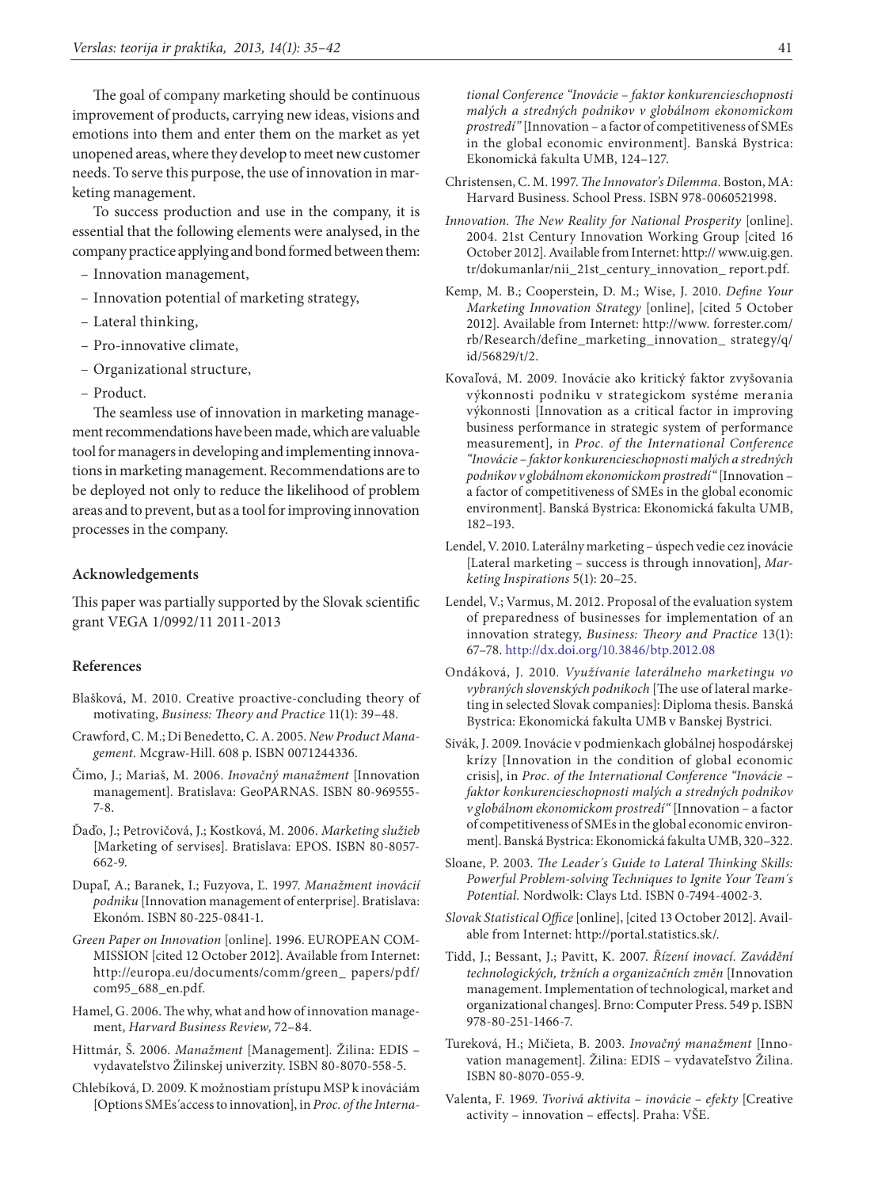The goal of company marketing should be continuous improvement of products, carrying new ideas, visions and emotions into them and enter them on the market as yet unopened areas, where they develop to meet new customer needs. To serve this purpose, the use of innovation in marketing management.

To success production and use in the company, it is essential that the following elements were analysed, in the company practice applying and bond formed between them:

- Innovation management,
- Innovation potential of marketing strategy,
- Lateral thinking,
- Pro-innovative climate,
- Organizational structure,
- Product.

The seamless use of innovation in marketing management recommendations have been made, which are valuable tool for managers in developing and implementing innovations in marketing management. Recommendations are to be deployed not only to reduce the likelihood of problem areas and to prevent, but as a tool for improving innovation processes in the company.

## Acknowledgements

This paper was partially supported by the Slovak scientific grant VEGA 1/0992/11 2011-2013

## References

Blašková, M. 2010. Creative proactive-concluding theory of motivating, *Business: Theory and Practice* 11(1): 39–48.

Crawford, C. M.; Di Benedetto, C. A. 2005. *New Product Management.* Mcgraw-Hill. 608 p. ISBN 0071244336.

Čimo, J.; Mariaš, M. 2006. *Inovačný manažment* [Innovation management]. Bratislava: GeoPARNAS. ISBN 80-969555-7-8.

Ďaďo, J.; Petrovičová, J.; Kostková, M. 2006. *Marketing služieb* [Marketing of servises]. Bratislava: EPOS. ISBN 80-8057-662-9.

Dupaľ, A.; Baranek, I.; Fuzyova, Ľ. 1997. *Manažment inovácií podniku* [Innovation management of enterprise]. Bratislava: Ekonóm. ISBN 80-225-0841-1.

*Green Paper on Innovation* [online]. 1996. EUROPEAN COMMISSION [cited 12 October 2012]. Available from Internet: http://europa.eu/documents/comm/green_ papers/pdf/com95_688_en.pdf.

Hamel, G. 2006. The why, what and how of innovation management, *Harvard Business Review*, 72–84.

Hittmár, Š. 2006. *Manažment* [Management]. Žilina: EDIS – vydavateľstvo Žilinskej univerzity. ISBN 80-8070-558-5.

Chlebíková, D. 2009. K možnostiam prístupu MSP k inováciám [Options SMEs´access to innovation], in *Proc. of the International Conference "Inovácie – faktor konkurencieschopnosti malých a stredných podnikov v globálnom ekonomickom prostredí"* [Innovation – a factor of competitiveness of SMEs in the global economic environment]. Banská Bystrica: Ekonomická fakulta UMB, 124–127.

Christensen, C. M. 1997. *The Innovator's Dilemma.* Boston, MA: Harvard Business. School Press. ISBN 978-0060521998.

*Innovation. The New Reality for National Prosperity* [online]. 2004. 21st Century Innovation Working Group [cited 16 October 2012]. Available from Internet: http:// www.uig.gen.tr/dokumanlar/nii_21st_century_innovation_ report.pdf.

Kemp, M. B.; Cooperstein, D. M.; Wise, J. 2010. *Define Your Marketing Innovation Strategy* [online], [cited 5 October 2012]. Available from Internet: http://www. forrester.com/rb/Research/define_marketing_innovation_ strategy/q/id/56829/t/2.

Kovaľová, M. 2009. Inovácie ako kritický faktor zvyšovania výkonnosti podniku v strategickom systéme merania výkonnosti [Innovation as a critical factor in improving business performance in strategic system of performance measurement], in *Proc. of the International Conference "Inovácie – faktor konkurencieschopnosti malých a stredných podnikov v globálnom ekonomickom prostredí"* [Innovation – a factor of competitiveness of SMEs in the global economic environment]. Banská Bystrica: Ekonomická fakulta UMB, 182–193.

Lendel, V. 2010. Laterálny marketing – úspech vedie cez inovácie [Lateral marketing – success is through innovation], *Marketing Inspirations* 5(1): 20–25.

Lendel, V.; Varmus, M. 2012. Proposal of the evaluation system of preparedness of businesses for implementation of an innovation strategy, *Business: Theory and Practice* 13(1): 67–78. http://dx.doi.org/10.3846/btp.2012.08

Ondáková, J. 2010. *Využívanie laterálneho marketingu vo vybraných slovenských podnikoch* [The use of lateral marketing in selected Slovak companies]: Diploma thesis. Banská Bystrica: Ekonomická fakulta UMB v Banskej Bystrici.

Sivák, J. 2009. Inovácie v podmienkach globálnej hospodárskej krízy [Innovation in the condition of global economic crisis], in *Proc. of the International Conference "Inovácie – faktor konkurencieschopnosti malých a stredných podnikov v globálnom ekonomickom prostredí"* [Innovation – a factor of competitiveness of SMEs in the global economic environment]. Banská Bystrica: Ekonomická fakulta UMB, 320–322.

Sloane, P. 2003. *The Leader´s Guide to Lateral Thinking Skills: Powerful Problem-solving Techniques to Ignite Your Team´s Potential.* Nordwolk: Clays Ltd. ISBN 0-7494-4002-3.

*Slovak Statistical Office* [online], [cited 13 October 2012]. Available from Internet: http://portal.statistics.sk/.

Tidd, J.; Bessant, J.; Pavitt, K. 2007. *Řízení inovací. Zavádění technologických, tržních a organizačních změn* [Innovation management. Implementation of technological, market and organizational changes]. Brno: Computer Press. 549 p. ISBN 978-80-251-1466-7.

Tureková, H.; Mičieta, B. 2003. *Inovačný manažment* [Innovation management]. Žilina: EDIS – vydavateľstvo Žilina. ISBN 80-8070-055-9.

Valenta, F. 1969. *Tvorivá aktivita – inovácie – efekty* [Creative activity – innovation – effects]. Praha: VŠE.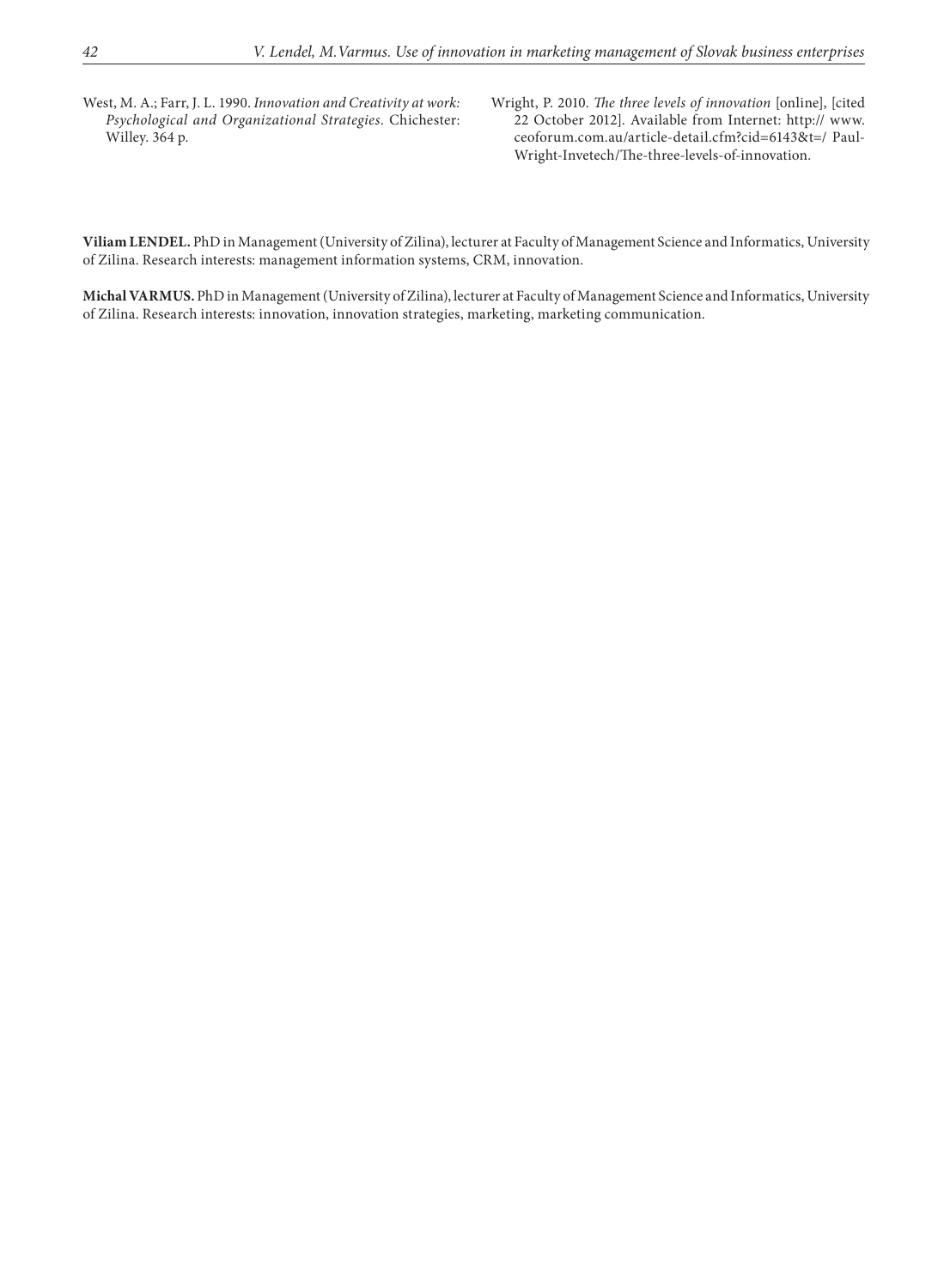West, M. A.; Farr, J. L. 1990. *Innovation and Creativity at work: Psychological and Organizational Strategies*. Chichester: Willey. 364 p.

Wright, P. 2010. *The three levels of innovation* [online], [cited 22 October 2012]. Available from Internet: http:// www.ceoforum.com.au/article-detail.cfm?cid=6143&t=/ Paul-Wright-Invetech/The-three-levels-of-innovation.

**Viliam LENDEL.** PhD in Management (University of Zilina), lecturer at Faculty of Management Science and Informatics, University of Zilina. Research interests: management information systems, CRM, innovation.

**Michal VARMUS.** PhD in Management (University of Zilina), lecturer at Faculty of Management Science and Informatics, University of Zilina. Research interests: innovation, innovation strategies, marketing, marketing communication.